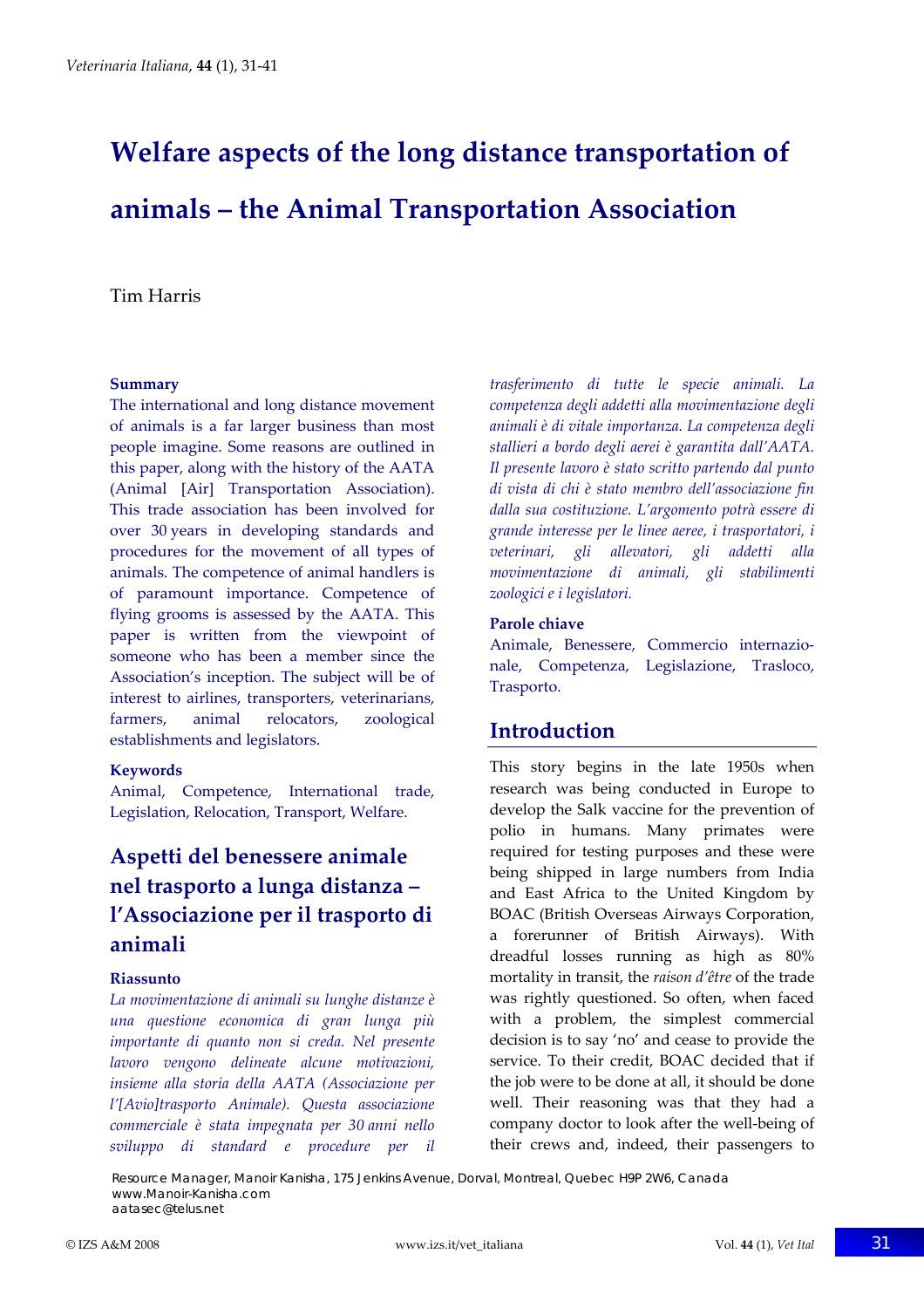# Welfare aspects of the long distance transportation of animals – the Animal Transportation Association

Tim Harris

### Summary

The international and long distance movement of animals is a far larger business than most people imagine. Some reasons are outlined in this paper, along with the history of the AATA (Animal [Air] Transportation Association). This trade association has been involved for over 30 years in developing standards and procedures for the movement of all types of animals. The competence of animal handlers is of paramount importance. Competence of flying grooms is assessed by the AATA. This paper is written from the viewpoint of someone who has been a member since the Association's inception. The subject will be of interest to airlines, transporters, veterinarians, farmers, animal relocators, zoological establishments and legislators.

### Keywords

Animal, Competence, International trade, Legislation, Relocation, Transport, Welfare.

## Aspetti del benessere animale nel trasporto a lunga distanza – l'Associazione per il trasporto di animali

### Riassunto

*La movimentazione di animali su lunghe distanze è una questione economica di gran lunga più importante di quanto non si creda. Nel presente lavoro vengono delineate alcune motivazioni, insieme alla storia della AATA (Associazione per l'[Avio]trasporto Animale). Questa associazione commerciale è stata impegnata per 30 anni nello sviluppo di standard e procedure per il trasferimento di tutte le specie animali. La competenza degli addetti alla movimentazione degli animali è di vitale importanza. La competenza degli stallieri a bordo degli aerei è garantita dall'AATA. Il presente lavoro è stato scritto partendo dal punto di vista di chi è stato membro dell'associazione fin dalla sua costituzione. L'argomento potrà essere di grande interesse per le linee aeree, i trasportatori, i veterinari, gli allevatori, gli addetti alla movimentazione di animali, gli stabilimenti zoologici e i legislatori.*

### Parole chiave

Animale, Benessere, Commercio internazionale, Competenza, Legislazione, Trasloco, Trasporto.

## Introduction

This story begins in the late 1950s when research was being conducted in Europe to develop the Salk vaccine for the prevention of polio in humans. Many primates were required for testing purposes and these were being shipped in large numbers from India and East Africa to the United Kingdom by BOAC (British Overseas Airways Corporation, a forerunner of British Airways). With dreadful losses running as high as 80% mortality in transit, the *raison d'être* of the trade was rightly questioned. So often, when faced with a problem, the simplest commercial decision is to say 'no' and cease to provide the service. To their credit, BOAC decided that if the job were to be done at all, it should be done well. Their reasoning was that they had a company doctor to look after the well-being of their crews and, indeed, their passengers to

Resource Manager, Manoir Kanisha, 175 Jenkins Avenue, Dorval, Montreal, Quebec H9P 2W6, Canada
www.Manoir-Kanisha.com
aatasec@telus.net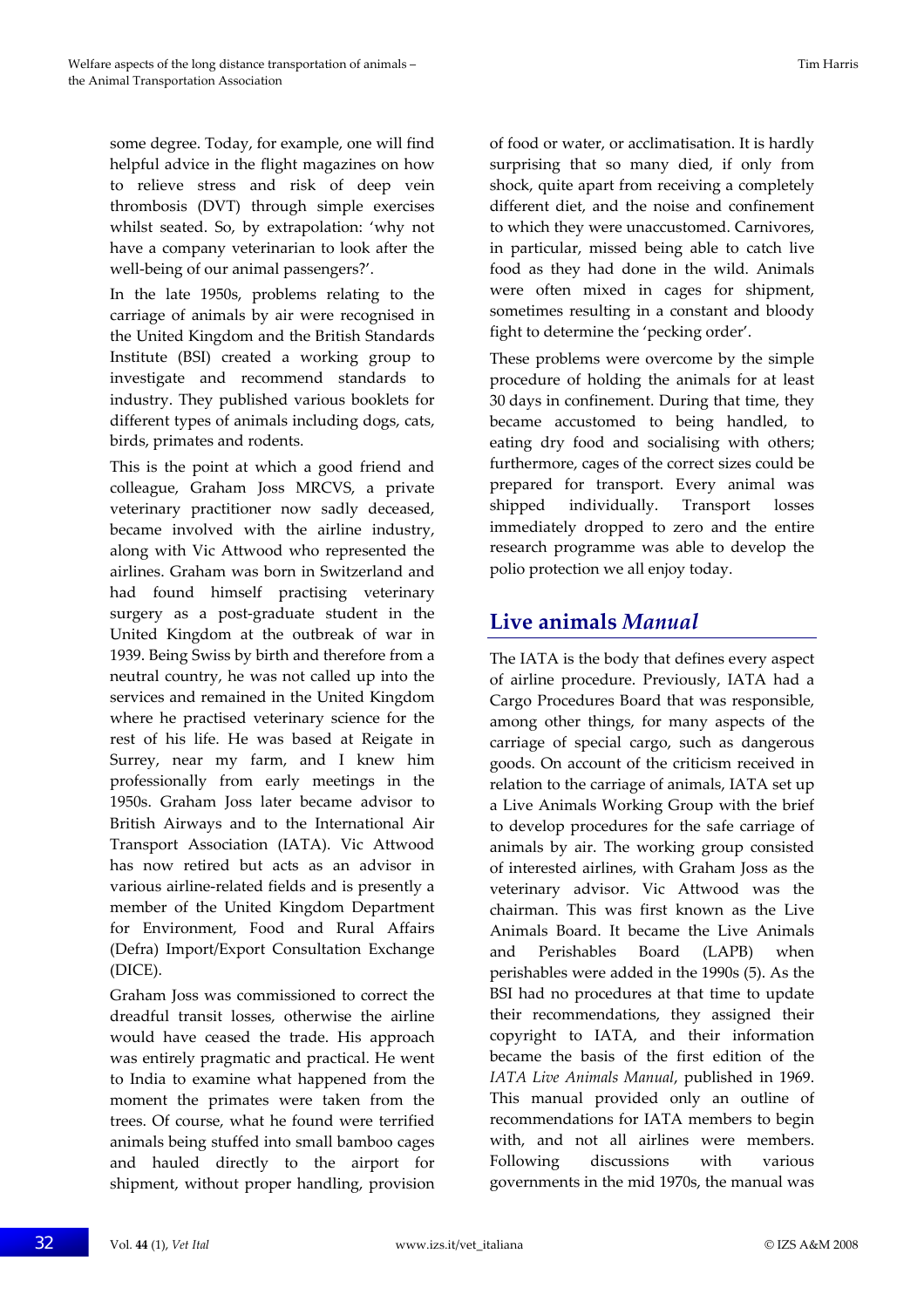some degree. Today, for example, one will find helpful advice in the flight magazines on how to relieve stress and risk of deep vein thrombosis (DVT) through simple exercises whilst seated. So, by extrapolation: 'why not have a company veterinarian to look after the well-being of our animal passengers?'.

In the late 1950s, problems relating to the carriage of animals by air were recognised in the United Kingdom and the British Standards Institute (BSI) created a working group to investigate and recommend standards to industry. They published various booklets for different types of animals including dogs, cats, birds, primates and rodents.

This is the point at which a good friend and colleague, Graham Joss MRCVS, a private veterinary practitioner now sadly deceased, became involved with the airline industry, along with Vic Attwood who represented the airlines. Graham was born in Switzerland and had found himself practising veterinary surgery as a post-graduate student in the United Kingdom at the outbreak of war in 1939. Being Swiss by birth and therefore from a neutral country, he was not called up into the services and remained in the United Kingdom where he practised veterinary science for the rest of his life. He was based at Reigate in Surrey, near my farm, and I knew him professionally from early meetings in the 1950s. Graham Joss later became advisor to British Airways and to the International Air Transport Association (IATA). Vic Attwood has now retired but acts as an advisor in various airline-related fields and is presently a member of the United Kingdom Department for Environment, Food and Rural Affairs (Defra) Import/Export Consultation Exchange (DICE).

Graham Joss was commissioned to correct the dreadful transit losses, otherwise the airline would have ceased the trade. His approach was entirely pragmatic and practical. He went to India to examine what happened from the moment the primates were taken from the trees. Of course, what he found were terrified animals being stuffed into small bamboo cages and hauled directly to the airport for shipment, without proper handling, provision of food or water, or acclimatisation. It is hardly surprising that so many died, if only from shock, quite apart from receiving a completely different diet, and the noise and confinement to which they were unaccustomed. Carnivores, in particular, missed being able to catch live food as they had done in the wild. Animals were often mixed in cages for shipment, sometimes resulting in a constant and bloody fight to determine the 'pecking order'.

These problems were overcome by the simple procedure of holding the animals for at least 30 days in confinement. During that time, they became accustomed to being handled, to eating dry food and socialising with others; furthermore, cages of the correct sizes could be prepared for transport. Every animal was shipped individually. Transport losses immediately dropped to zero and the entire research programme was able to develop the polio protection we all enjoy today.

## Live animals *Manual*

The IATA is the body that defines every aspect of airline procedure. Previously, IATA had a Cargo Procedures Board that was responsible, among other things, for many aspects of the carriage of special cargo, such as dangerous goods. On account of the criticism received in relation to the carriage of animals, IATA set up a Live Animals Working Group with the brief to develop procedures for the safe carriage of animals by air. The working group consisted of interested airlines, with Graham Joss as the veterinary advisor. Vic Attwood was the chairman. This was first known as the Live Animals Board. It became the Live Animals and Perishables Board (LAPB) when perishables were added in the 1990s (5). As the BSI had no procedures at that time to update their recommendations, they assigned their copyright to IATA, and their information became the basis of the first edition of the *IATA Live Animals Manual*, published in 1969. This manual provided only an outline of recommendations for IATA members to begin with, and not all airlines were members. Following discussions with various governments in the mid 1970s, the manual was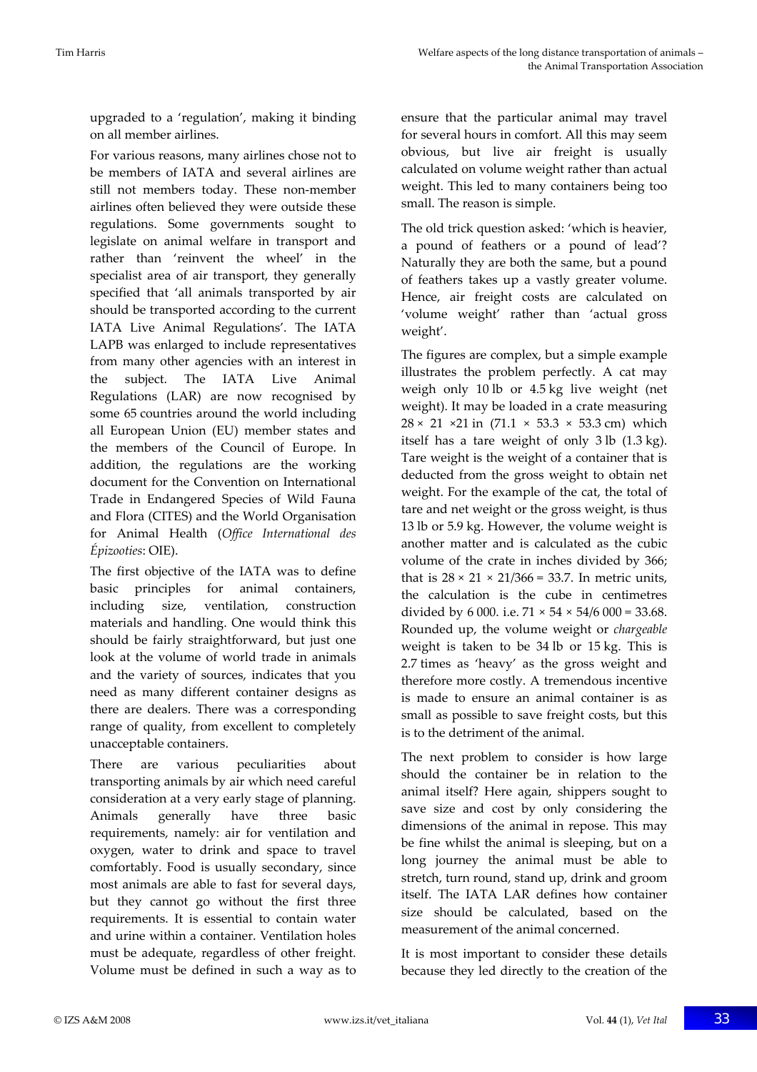upgraded to a 'regulation', making it binding on all member airlines.

For various reasons, many airlines chose not to be members of IATA and several airlines are still not members today. These non-member airlines often believed they were outside these regulations. Some governments sought to legislate on animal welfare in transport and rather than 'reinvent the wheel' in the specialist area of air transport, they generally specified that 'all animals transported by air should be transported according to the current IATA Live Animal Regulations'. The IATA LAPB was enlarged to include representatives from many other agencies with an interest in the subject. The IATA Live Animal Regulations (LAR) are now recognised by some 65 countries around the world including all European Union (EU) member states and the members of the Council of Europe. In addition, the regulations are the working document for the Convention on International Trade in Endangered Species of Wild Fauna and Flora (CITES) and the World Organisation for Animal Health (*Office International des Épizooties*: OIE).

The first objective of the IATA was to define basic principles for animal containers, including size, ventilation, construction materials and handling. One would think this should be fairly straightforward, but just one look at the volume of world trade in animals and the variety of sources, indicates that you need as many different container designs as there are dealers. There was a corresponding range of quality, from excellent to completely unacceptable containers.

There are various peculiarities about transporting animals by air which need careful consideration at a very early stage of planning. Animals generally have three basic requirements, namely: air for ventilation and oxygen, water to drink and space to travel comfortably. Food is usually secondary, since most animals are able to fast for several days, but they cannot go without the first three requirements. It is essential to contain water and urine within a container. Ventilation holes must be adequate, regardless of other freight. Volume must be defined in such a way as to ensure that the particular animal may travel for several hours in comfort. All this may seem obvious, but live air freight is usually calculated on volume weight rather than actual weight. This led to many containers being too small. The reason is simple.

The old trick question asked: 'which is heavier, a pound of feathers or a pound of lead'? Naturally they are both the same, but a pound of feathers takes up a vastly greater volume. Hence, air freight costs are calculated on 'volume weight' rather than 'actual gross weight'.

The figures are complex, but a simple example illustrates the problem perfectly. A cat may weigh only 10 lb or 4.5 kg live weight (net weight). It may be loaded in a crate measuring $28 \times 21 \times 21$ in ($71.1 \times 53.3 \times 53.3$ cm) which itself has a tare weight of only 3 lb (1.3 kg). Tare weight is the weight of a container that is deducted from the gross weight to obtain net weight. For the example of the cat, the total of tare and net weight or the gross weight, is thus 13 lb or 5.9 kg. However, the volume weight is another matter and is calculated as the cubic volume of the crate in inches divided by 366; that is $28 \times 21 \times 21/366 = 33.7$. In metric units, the calculation is the cube in centimetres divided by 6 000. i.e. $71 \times 54 \times 54/6\,000 = 33.68$. Rounded up, the volume weight or *chargeable* weight is taken to be 34 lb or 15 kg. This is 2.7 times as 'heavy' as the gross weight and therefore more costly. A tremendous incentive is made to ensure an animal container is as small as possible to save freight costs, but this is to the detriment of the animal.

The next problem to consider is how large should the container be in relation to the animal itself? Here again, shippers sought to save size and cost by only considering the dimensions of the animal in repose. This may be fine whilst the animal is sleeping, but on a long journey the animal must be able to stretch, turn round, stand up, drink and groom itself. The IATA LAR defines how container size should be calculated, based on the measurement of the animal concerned.

It is most important to consider these details because they led directly to the creation of the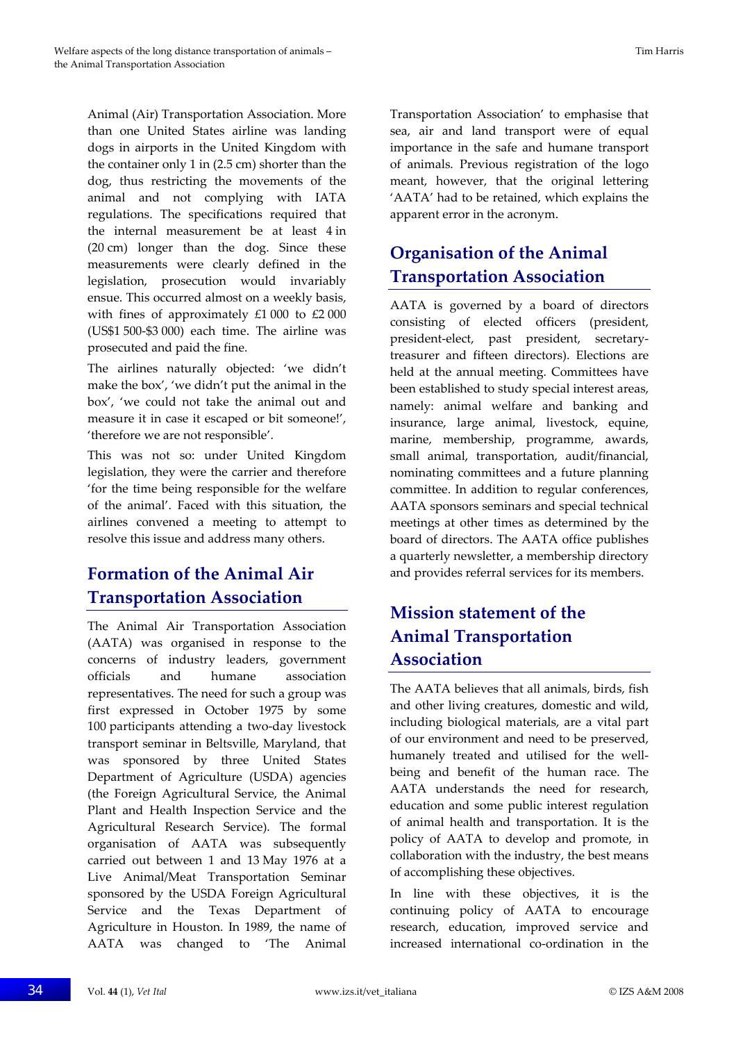Animal (Air) Transportation Association. More than one United States airline was landing dogs in airports in the United Kingdom with the container only 1 in (2.5 cm) shorter than the dog, thus restricting the movements of the animal and not complying with IATA regulations. The specifications required that the internal measurement be at least 4 in (20 cm) longer than the dog. Since these measurements were clearly defined in the legislation, prosecution would invariably ensue. This occurred almost on a weekly basis, with fines of approximately £1 000 to £2 000 (US$1 500-$3 000) each time. The airline was prosecuted and paid the fine.

The airlines naturally objected: 'we didn't make the box', 'we didn't put the animal in the box', 'we could not take the animal out and measure it in case it escaped or bit someone!', 'therefore we are not responsible'.

This was not so: under United Kingdom legislation, they were the carrier and therefore 'for the time being responsible for the welfare of the animal'. Faced with this situation, the airlines convened a meeting to attempt to resolve this issue and address many others.

## Formation of the Animal Air Transportation Association

The Animal Air Transportation Association (AATA) was organised in response to the concerns of industry leaders, government officials and humane association representatives. The need for such a group was first expressed in October 1975 by some 100 participants attending a two-day livestock transport seminar in Beltsville, Maryland, that was sponsored by three United States Department of Agriculture (USDA) agencies (the Foreign Agricultural Service, the Animal Plant and Health Inspection Service and the Agricultural Research Service). The formal organisation of AATA was subsequently carried out between 1 and 13 May 1976 at a Live Animal/Meat Transportation Seminar sponsored by the USDA Foreign Agricultural Service and the Texas Department of Agriculture in Houston. In 1989, the name of AATA was changed to 'The Animal Transportation Association' to emphasise that sea, air and land transport were of equal importance in the safe and humane transport of animals. Previous registration of the logo meant, however, that the original lettering 'AATA' had to be retained, which explains the apparent error in the acronym.

## Organisation of the Animal Transportation Association

AATA is governed by a board of directors consisting of elected officers (president, president-elect, past president, secretary-treasurer and fifteen directors). Elections are held at the annual meeting. Committees have been established to study special interest areas, namely: animal welfare and banking and insurance, large animal, livestock, equine, marine, membership, programme, awards, small animal, transportation, audit/financial, nominating committees and a future planning committee. In addition to regular conferences, AATA sponsors seminars and special technical meetings at other times as determined by the board of directors. The AATA office publishes a quarterly newsletter, a membership directory and provides referral services for its members.

## Mission statement of the Animal Transportation Association

The AATA believes that all animals, birds, fish and other living creatures, domestic and wild, including biological materials, are a vital part of our environment and need to be preserved, humanely treated and utilised for the well-being and benefit of the human race. The AATA understands the need for research, education and some public interest regulation of animal health and transportation. It is the policy of AATA to develop and promote, in collaboration with the industry, the best means of accomplishing these objectives.

In line with these objectives, it is the continuing policy of AATA to encourage research, education, improved service and increased international co-ordination in the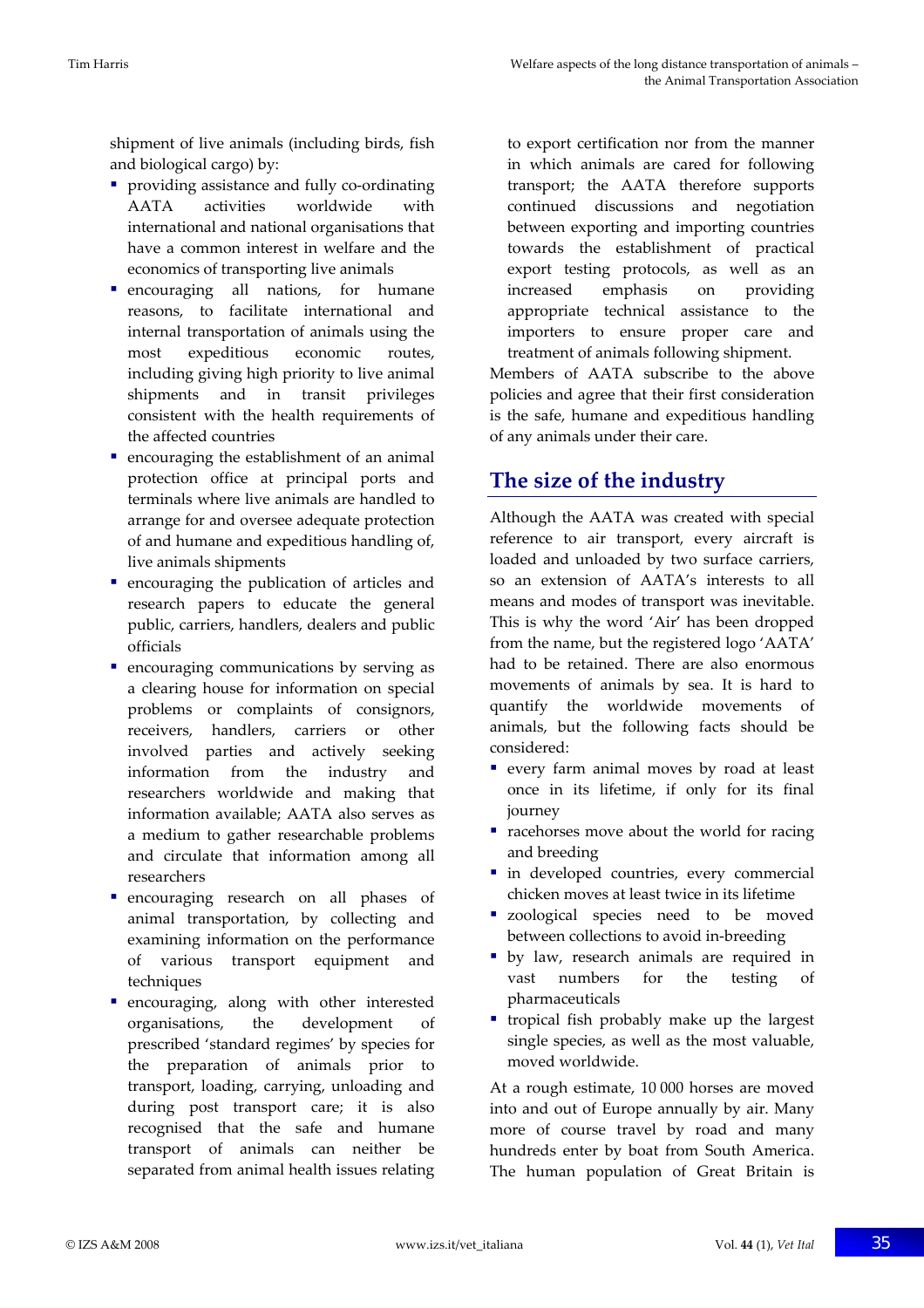shipment of live animals (including birds, fish and biological cargo) by:

- providing assistance and fully co-ordinating AATA activities worldwide with international and national organisations that have a common interest in welfare and the economics of transporting live animals
- encouraging all nations, for humane reasons, to facilitate international and internal transportation of animals using the most expeditious economic routes, including giving high priority to live animal shipments and in transit privileges consistent with the health requirements of the affected countries
- encouraging the establishment of an animal protection office at principal ports and terminals where live animals are handled to arrange for and oversee adequate protection of and humane and expeditious handling of, live animals shipments
- encouraging the publication of articles and research papers to educate the general public, carriers, handlers, dealers and public officials
- encouraging communications by serving as a clearing house for information on special problems or complaints of consignors, receivers, handlers, carriers or other involved parties and actively seeking information from the industry and researchers worldwide and making that information available; AATA also serves as a medium to gather researchable problems and circulate that information among all researchers
- encouraging research on all phases of animal transportation, by collecting and examining information on the performance of various transport equipment and techniques
- encouraging, along with other interested organisations, the development of prescribed 'standard regimes' by species for the preparation of animals prior to transport, loading, carrying, unloading and during post transport care; it is also recognised that the safe and humane transport of animals can neither be separated from animal health issues relating to export certification nor from the manner in which animals are cared for following transport; the AATA therefore supports continued discussions and negotiation between exporting and importing countries towards the establishment of practical export testing protocols, as well as an increased emphasis on providing appropriate technical assistance to the importers to ensure proper care and treatment of animals following shipment.

Members of AATA subscribe to the above policies and agree that their first consideration is the safe, humane and expeditious handling of any animals under their care.

## The size of the industry

Although the AATA was created with special reference to air transport, every aircraft is loaded and unloaded by two surface carriers, so an extension of AATA's interests to all means and modes of transport was inevitable. This is why the word 'Air' has been dropped from the name, but the registered logo 'AATA' had to be retained. There are also enormous movements of animals by sea. It is hard to quantify the worldwide movements of animals, but the following facts should be considered:

- every farm animal moves by road at least once in its lifetime, if only for its final journey
- racehorses move about the world for racing and breeding
- in developed countries, every commercial chicken moves at least twice in its lifetime
- zoological species need to be moved between collections to avoid in-breeding
- by law, research animals are required in vast numbers for the testing of pharmaceuticals
- tropical fish probably make up the largest single species, as well as the most valuable, moved worldwide.

At a rough estimate, 10 000 horses are moved into and out of Europe annually by air. Many more of course travel by road and many hundreds enter by boat from South America. The human population of Great Britain is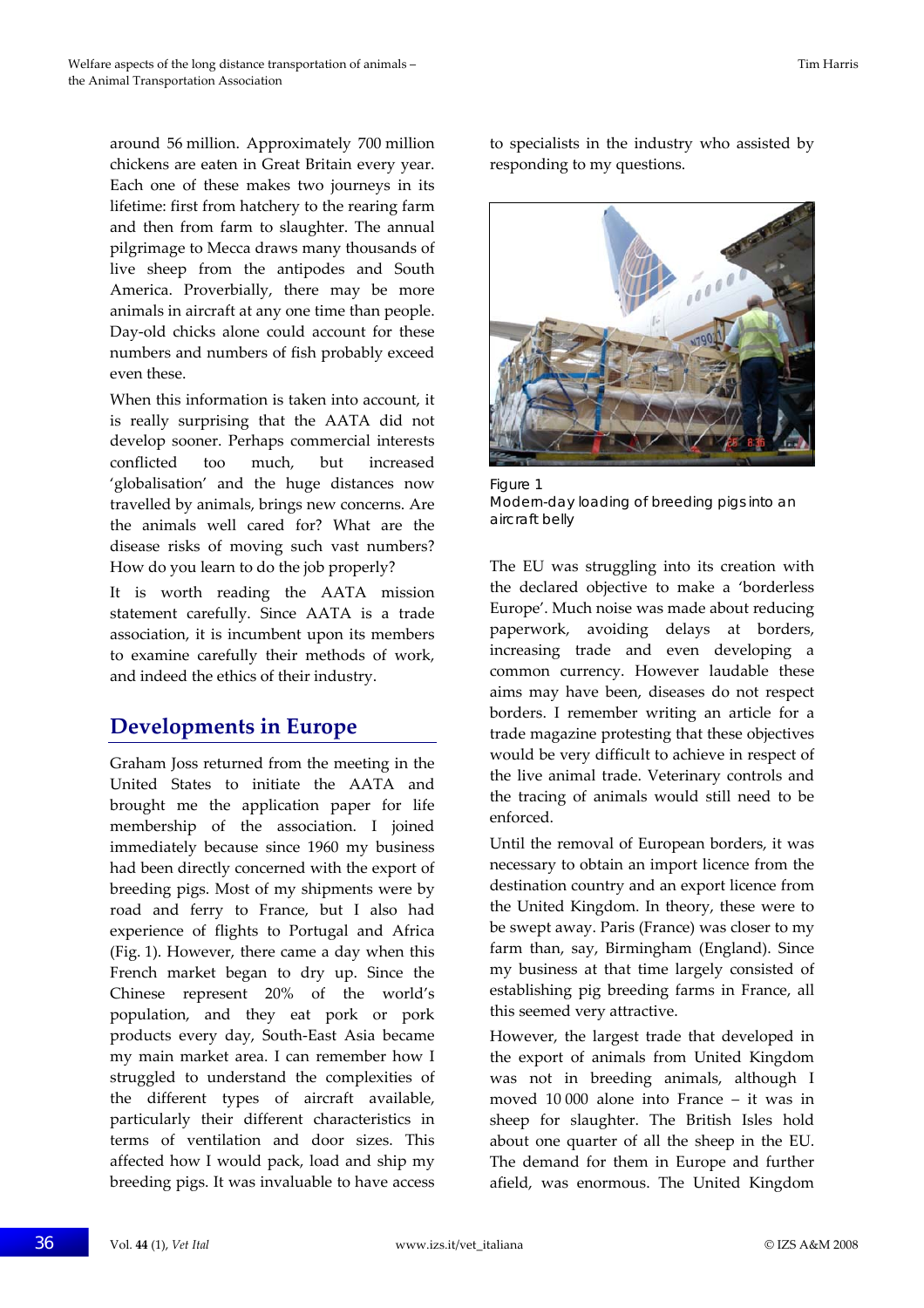around 56 million. Approximately 700 million chickens are eaten in Great Britain every year. Each one of these makes two journeys in its lifetime: first from hatchery to the rearing farm and then from farm to slaughter. The annual pilgrimage to Mecca draws many thousands of live sheep from the antipodes and South America. Proverbially, there may be more animals in aircraft at any one time than people. Day-old chicks alone could account for these numbers and numbers of fish probably exceed even these.

When this information is taken into account, it is really surprising that the AATA did not develop sooner. Perhaps commercial interests conflicted too much, but increased 'globalisation' and the huge distances now travelled by animals, brings new concerns. Are the animals well cared for? What are the disease risks of moving such vast numbers? How do you learn to do the job properly?

It is worth reading the AATA mission statement carefully. Since AATA is a trade association, it is incumbent upon its members to examine carefully their methods of work, and indeed the ethics of their industry.

## Developments in Europe

Graham Joss returned from the meeting in the United States to initiate the AATA and brought me the application paper for life membership of the association. I joined immediately because since 1960 my business had been directly concerned with the export of breeding pigs. Most of my shipments were by road and ferry to France, but I also had experience of flights to Portugal and Africa (Fig. 1). However, there came a day when this French market began to dry up. Since the Chinese represent 20% of the world's population, and they eat pork or pork products every day, South-East Asia became my main market area. I can remember how I struggled to understand the complexities of the different types of aircraft available, particularly their different characteristics in terms of ventilation and door sizes. This affected how I would pack, load and ship my breeding pigs. It was invaluable to have access to specialists in the industry who assisted by responding to my questions.

Figure 1
Modern-day loading of breeding pigs into an aircraft belly

The EU was struggling into its creation with the declared objective to make a 'borderless Europe'. Much noise was made about reducing paperwork, avoiding delays at borders, increasing trade and even developing a common currency. However laudable these aims may have been, diseases do not respect borders. I remember writing an article for a trade magazine protesting that these objectives would be very difficult to achieve in respect of the live animal trade. Veterinary controls and the tracing of animals would still need to be enforced.

Until the removal of European borders, it was necessary to obtain an import licence from the destination country and an export licence from the United Kingdom. In theory, these were to be swept away. Paris (France) was closer to my farm than, say, Birmingham (England). Since my business at that time largely consisted of establishing pig breeding farms in France, all this seemed very attractive.

However, the largest trade that developed in the export of animals from United Kingdom was not in breeding animals, although I moved 10 000 alone into France – it was in sheep for slaughter. The British Isles hold about one quarter of all the sheep in the EU. The demand for them in Europe and further afield, was enormous. The United Kingdom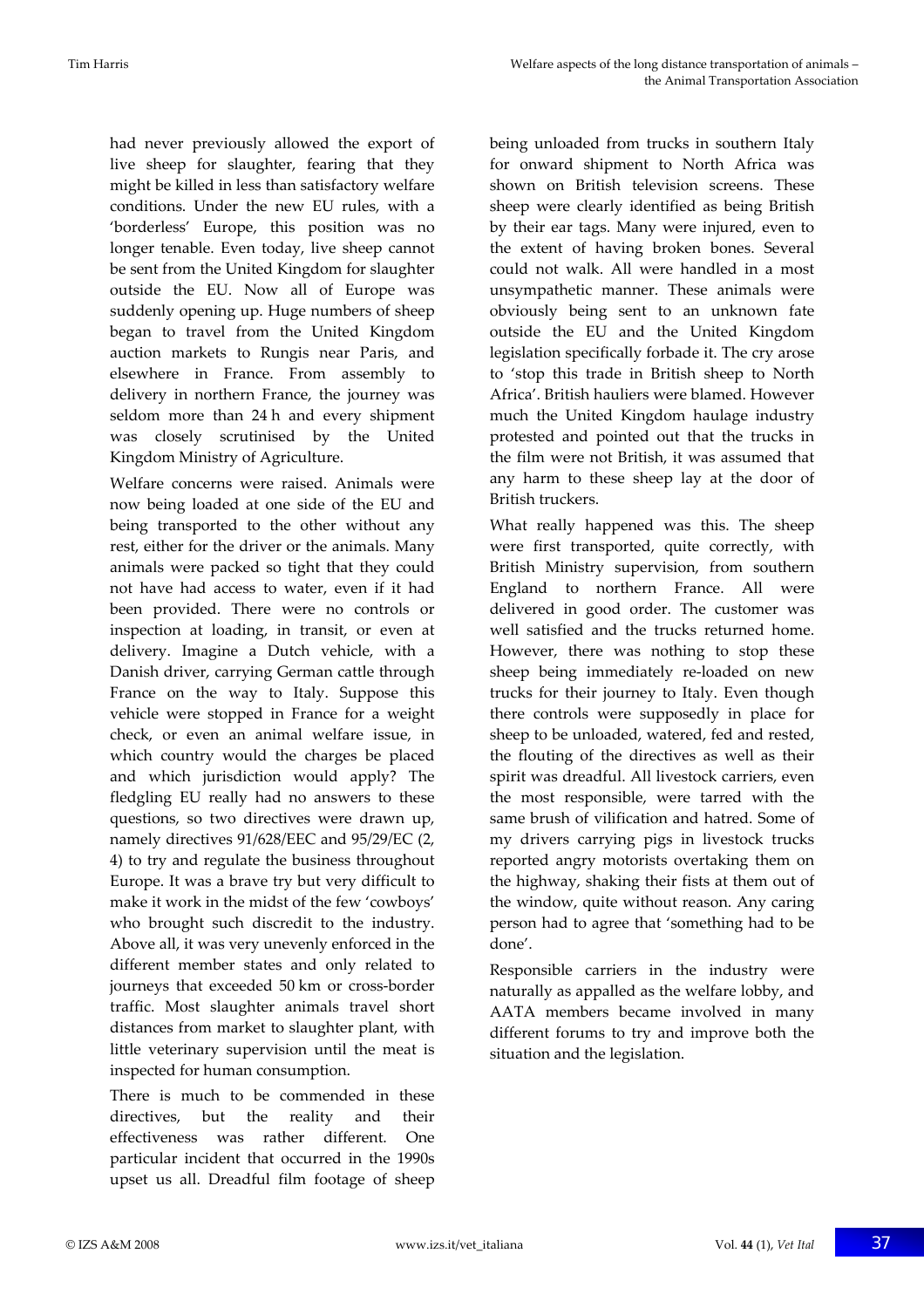had never previously allowed the export of live sheep for slaughter, fearing that they might be killed in less than satisfactory welfare conditions. Under the new EU rules, with a 'borderless' Europe, this position was no longer tenable. Even today, live sheep cannot be sent from the United Kingdom for slaughter outside the EU. Now all of Europe was suddenly opening up. Huge numbers of sheep began to travel from the United Kingdom auction markets to Rungis near Paris, and elsewhere in France. From assembly to delivery in northern France, the journey was seldom more than 24 h and every shipment was closely scrutinised by the United Kingdom Ministry of Agriculture.

Welfare concerns were raised. Animals were now being loaded at one side of the EU and being transported to the other without any rest, either for the driver or the animals. Many animals were packed so tight that they could not have had access to water, even if it had been provided. There were no controls or inspection at loading, in transit, or even at delivery. Imagine a Dutch vehicle, with a Danish driver, carrying German cattle through France on the way to Italy. Suppose this vehicle were stopped in France for a weight check, or even an animal welfare issue, in which country would the charges be placed and which jurisdiction would apply? The fledgling EU really had no answers to these questions, so two directives were drawn up, namely directives 91/628/EEC and 95/29/EC (2, 4) to try and regulate the business throughout Europe. It was a brave try but very difficult to make it work in the midst of the few 'cowboys' who brought such discredit to the industry. Above all, it was very unevenly enforced in the different member states and only related to journeys that exceeded 50 km or cross-border traffic. Most slaughter animals travel short distances from market to slaughter plant, with little veterinary supervision until the meat is inspected for human consumption.

There is much to be commended in these directives, but the reality and their effectiveness was rather different. One particular incident that occurred in the 1990s upset us all. Dreadful film footage of sheep being unloaded from trucks in southern Italy for onward shipment to North Africa was shown on British television screens. These sheep were clearly identified as being British by their ear tags. Many were injured, even to the extent of having broken bones. Several could not walk. All were handled in a most unsympathetic manner. These animals were obviously being sent to an unknown fate outside the EU and the United Kingdom legislation specifically forbade it. The cry arose to 'stop this trade in British sheep to North Africa'. British hauliers were blamed. However much the United Kingdom haulage industry protested and pointed out that the trucks in the film were not British, it was assumed that any harm to these sheep lay at the door of British truckers.

What really happened was this. The sheep were first transported, quite correctly, with British Ministry supervision, from southern England to northern France. All were delivered in good order. The customer was well satisfied and the trucks returned home. However, there was nothing to stop these sheep being immediately re-loaded on new trucks for their journey to Italy. Even though there controls were supposedly in place for sheep to be unloaded, watered, fed and rested, the flouting of the directives as well as their spirit was dreadful. All livestock carriers, even the most responsible, were tarred with the same brush of vilification and hatred. Some of my drivers carrying pigs in livestock trucks reported angry motorists overtaking them on the highway, shaking their fists at them out of the window, quite without reason. Any caring person had to agree that 'something had to be done'.

Responsible carriers in the industry were naturally as appalled as the welfare lobby, and AATA members became involved in many different forums to try and improve both the situation and the legislation.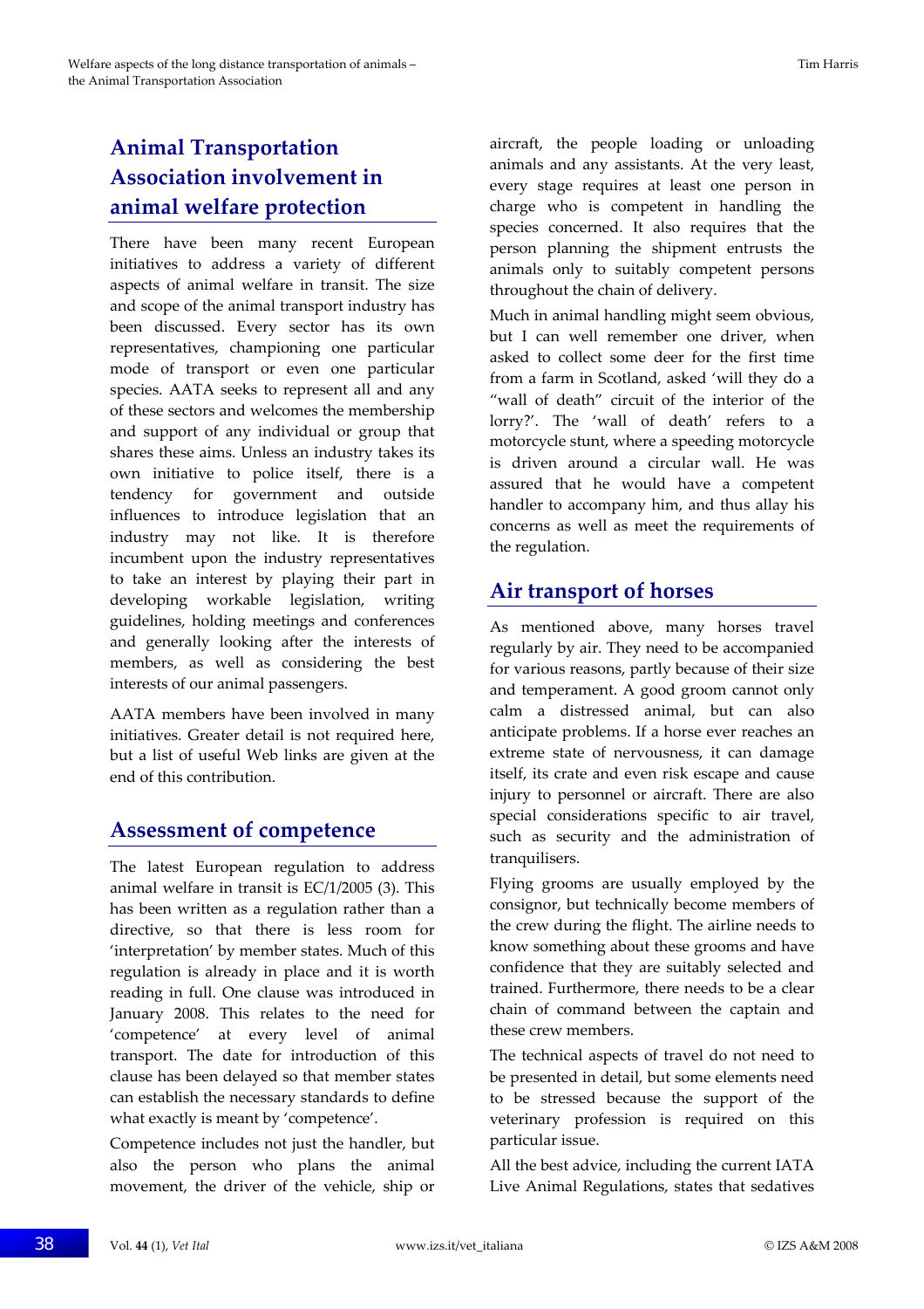## Animal Transportation Association involvement in animal welfare protection

There have been many recent European initiatives to address a variety of different aspects of animal welfare in transit. The size and scope of the animal transport industry has been discussed. Every sector has its own representatives, championing one particular mode of transport or even one particular species. AATA seeks to represent all and any of these sectors and welcomes the membership and support of any individual or group that shares these aims. Unless an industry takes its own initiative to police itself, there is a tendency for government and outside influences to introduce legislation that an industry may not like. It is therefore incumbent upon the industry representatives to take an interest by playing their part in developing workable legislation, writing guidelines, holding meetings and conferences and generally looking after the interests of members, as well as considering the best interests of our animal passengers.

AATA members have been involved in many initiatives. Greater detail is not required here, but a list of useful Web links are given at the end of this contribution.

## Assessment of competence

The latest European regulation to address animal welfare in transit is EC/1/2005 (3). This has been written as a regulation rather than a directive, so that there is less room for 'interpretation' by member states. Much of this regulation is already in place and it is worth reading in full. One clause was introduced in January 2008. This relates to the need for 'competence' at every level of animal transport. The date for introduction of this clause has been delayed so that member states can establish the necessary standards to define what exactly is meant by 'competence'.

Competence includes not just the handler, but also the person who plans the animal movement, the driver of the vehicle, ship or aircraft, the people loading or unloading animals and any assistants. At the very least, every stage requires at least one person in charge who is competent in handling the species concerned. It also requires that the person planning the shipment entrusts the animals only to suitably competent persons throughout the chain of delivery.

Much in animal handling might seem obvious, but I can well remember one driver, when asked to collect some deer for the first time from a farm in Scotland, asked 'will they do a "wall of death" circuit of the interior of the lorry?'. The 'wall of death' refers to a motorcycle stunt, where a speeding motorcycle is driven around a circular wall. He was assured that he would have a competent handler to accompany him, and thus allay his concerns as well as meet the requirements of the regulation.

## Air transport of horses

As mentioned above, many horses travel regularly by air. They need to be accompanied for various reasons, partly because of their size and temperament. A good groom cannot only calm a distressed animal, but can also anticipate problems. If a horse ever reaches an extreme state of nervousness, it can damage itself, its crate and even risk escape and cause injury to personnel or aircraft. There are also special considerations specific to air travel, such as security and the administration of tranquilisers.

Flying grooms are usually employed by the consignor, but technically become members of the crew during the flight. The airline needs to know something about these grooms and have confidence that they are suitably selected and trained. Furthermore, there needs to be a clear chain of command between the captain and these crew members.

The technical aspects of travel do not need to be presented in detail, but some elements need to be stressed because the support of the veterinary profession is required on this particular issue.

All the best advice, including the current IATA Live Animal Regulations, states that sedatives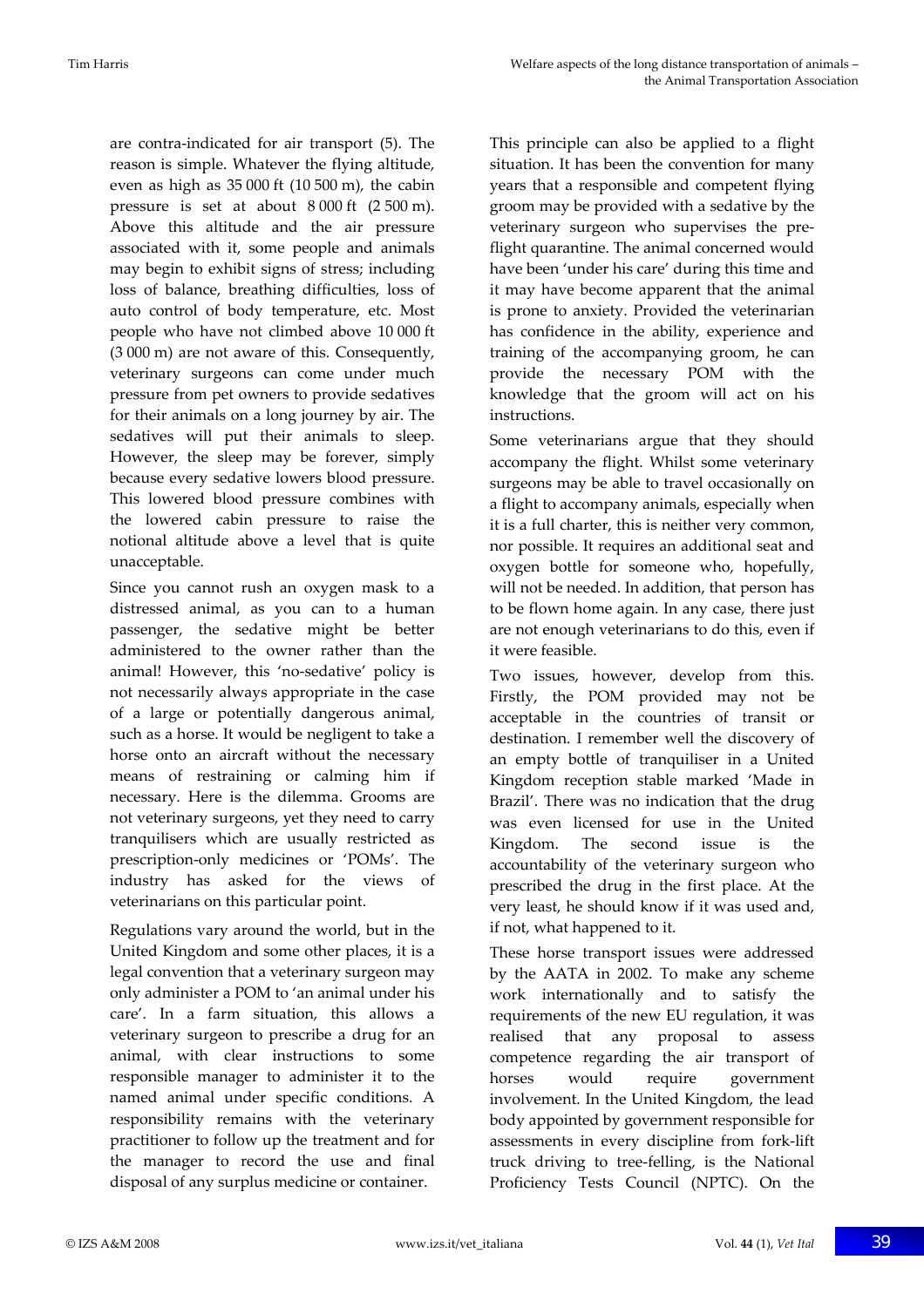are contra-indicated for air transport (5). The reason is simple. Whatever the flying altitude, even as high as 35 000 ft (10 500 m), the cabin pressure is set at about 8 000 ft (2 500 m). Above this altitude and the air pressure associated with it, some people and animals may begin to exhibit signs of stress; including loss of balance, breathing difficulties, loss of auto control of body temperature, etc. Most people who have not climbed above 10 000 ft (3 000 m) are not aware of this. Consequently, veterinary surgeons can come under much pressure from pet owners to provide sedatives for their animals on a long journey by air. The sedatives will put their animals to sleep. However, the sleep may be forever, simply because every sedative lowers blood pressure. This lowered blood pressure combines with the lowered cabin pressure to raise the notional altitude above a level that is quite unacceptable.

Since you cannot rush an oxygen mask to a distressed animal, as you can to a human passenger, the sedative might be better administered to the owner rather than the animal! However, this 'no-sedative' policy is not necessarily always appropriate in the case of a large or potentially dangerous animal, such as a horse. It would be negligent to take a horse onto an aircraft without the necessary means of restraining or calming him if necessary. Here is the dilemma. Grooms are not veterinary surgeons, yet they need to carry tranquilisers which are usually restricted as prescription-only medicines or 'POMs'. The industry has asked for the views of veterinarians on this particular point.

Regulations vary around the world, but in the United Kingdom and some other places, it is a legal convention that a veterinary surgeon may only administer a POM to 'an animal under his care'. In a farm situation, this allows a veterinary surgeon to prescribe a drug for an animal, with clear instructions to some responsible manager to administer it to the named animal under specific conditions. A responsibility remains with the veterinary practitioner to follow up the treatment and for the manager to record the use and final disposal of any surplus medicine or container.

This principle can also be applied to a flight situation. It has been the convention for many years that a responsible and competent flying groom may be provided with a sedative by the veterinary surgeon who supervises the pre-flight quarantine. The animal concerned would have been 'under his care' during this time and it may have become apparent that the animal is prone to anxiety. Provided the veterinarian has confidence in the ability, experience and training of the accompanying groom, he can provide the necessary POM with the knowledge that the groom will act on his instructions.

Some veterinarians argue that they should accompany the flight. Whilst some veterinary surgeons may be able to travel occasionally on a flight to accompany animals, especially when it is a full charter, this is neither very common, nor possible. It requires an additional seat and oxygen bottle for someone who, hopefully, will not be needed. In addition, that person has to be flown home again. In any case, there just are not enough veterinarians to do this, even if it were feasible.

Two issues, however, develop from this. Firstly, the POM provided may not be acceptable in the countries of transit or destination. I remember well the discovery of an empty bottle of tranquiliser in a United Kingdom reception stable marked 'Made in Brazil'. There was no indication that the drug was even licensed for use in the United Kingdom. The second issue is the accountability of the veterinary surgeon who prescribed the drug in the first place. At the very least, he should know if it was used and, if not, what happened to it.

These horse transport issues were addressed by the AATA in 2002. To make any scheme work internationally and to satisfy the requirements of the new EU regulation, it was realised that any proposal to assess competence regarding the air transport of horses would require government involvement. In the United Kingdom, the lead body appointed by government responsible for assessments in every discipline from fork-lift truck driving to tree-felling, is the National Proficiency Tests Council (NPTC). On the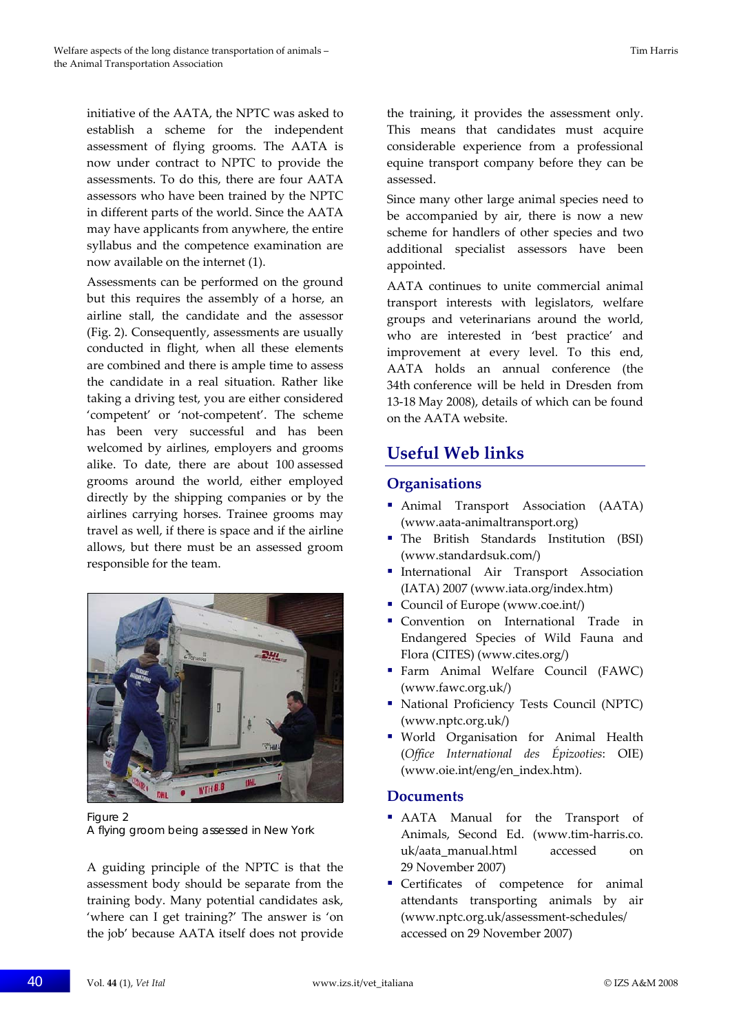initiative of the AATA, the NPTC was asked to establish a scheme for the independent assessment of flying grooms. The AATA is now under contract to NPTC to provide the assessments. To do this, there are four AATA assessors who have been trained by the NPTC in different parts of the world. Since the AATA may have applicants from anywhere, the entire syllabus and the competence examination are now available on the internet (1).

Assessments can be performed on the ground but this requires the assembly of a horse, an airline stall, the candidate and the assessor (Fig. 2). Consequently, assessments are usually conducted in flight, when all these elements are combined and there is ample time to assess the candidate in a real situation. Rather like taking a driving test, you are either considered 'competent' or 'not-competent'. The scheme has been very successful and has been welcomed by airlines, employers and grooms alike. To date, there are about 100 assessed grooms around the world, either employed directly by the shipping companies or by the airlines carrying horses. Trainee grooms may travel as well, if there is space and if the airline allows, but there must be an assessed groom responsible for the team.

Figure 2
A flying groom being assessed in New York

A guiding principle of the NPTC is that the assessment body should be separate from the training body. Many potential candidates ask, 'where can I get training?' The answer is 'on the job' because AATA itself does not provide the training, it provides the assessment only. This means that candidates must acquire considerable experience from a professional equine transport company before they can be assessed.

Since many other large animal species need to be accompanied by air, there is now a new scheme for handlers of other species and two additional specialist assessors have been appointed.

AATA continues to unite commercial animal transport interests with legislators, welfare groups and veterinarians around the world, who are interested in 'best practice' and improvement at every level. To this end, AATA holds an annual conference (the 34th conference will be held in Dresden from 13-18 May 2008), details of which can be found on the AATA website.

## Useful Web links

### Organisations

- Animal Transport Association (AATA) (www.aata-animaltransport.org)
- The British Standards Institution (BSI) (www.standardsuk.com/)
- International Air Transport Association (IATA) 2007 (www.iata.org/index.htm)
- Council of Europe (www.coe.int/)
- Convention on International Trade in Endangered Species of Wild Fauna and Flora (CITES) (www.cites.org/)
- Farm Animal Welfare Council (FAWC) (www.fawc.org.uk/)
- National Proficiency Tests Council (NPTC) (www.nptc.org.uk/)
- World Organisation for Animal Health (*Office International des Épizooties*: OIE) (www.oie.int/eng/en_index.htm).

### Documents

- AATA Manual for the Transport of Animals, Second Ed. (www.tim-harris.co.uk/aata_manual.html accessed on 29 November 2007)
- Certificates of competence for animal attendants transporting animals by air (www.nptc.org.uk/assessment-schedules/ accessed on 29 November 2007)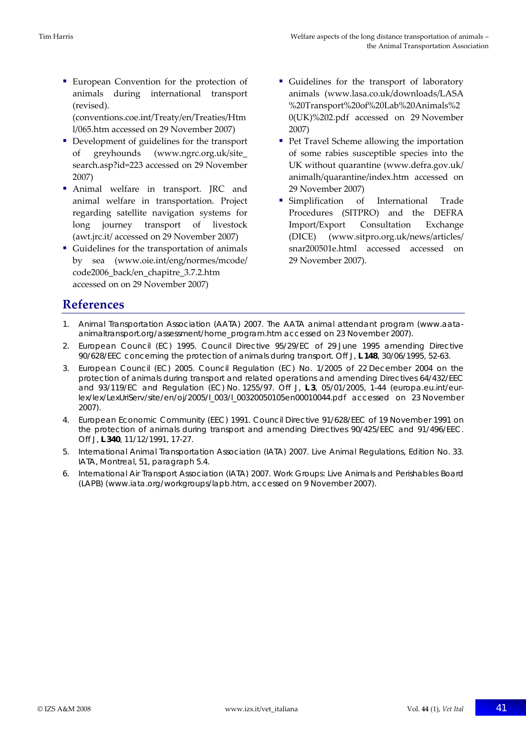- European Convention for the protection of animals during international transport (revised). (conventions.coe.int/Treaty/en/Treaties/Html/065.htm accessed on 29 November 2007)
- Development of guidelines for the transport of greyhounds (www.ngrc.org.uk/site_search.asp?id=223 accessed on 29 November 2007)
- Animal welfare in transport. JRC and animal welfare in transportation. Project regarding satellite navigation systems for long journey transport of livestock (awt.jrc.it/ accessed on 29 November 2007)
- Guidelines for the transportation of animals by sea (www.oie.int/eng/normes/mcode/code2006_back/en_chapitre_3.7.2.htm accessed on on 29 November 2007)
- Guidelines for the transport of laboratory animals (www.lasa.co.uk/downloads/LASA%20Transport%20of%20Lab%20Animals%20(UK)%202.pdf accessed on 29 November 2007)
- Pet Travel Scheme allowing the importation of some rabies susceptible species into the UK without quarantine (www.defra.gov.uk/animalh/quarantine/index.htm accessed on 29 November 2007)
- Simplification of International Trade Procedures (SITPRO) and the DEFRA Import/Export Consultation Exchange (DICE) (www.sitpro.org.uk/news/articles/snar200501e.html accessed accessed on 29 November 2007).

## References

1. Animal Transportation Association (AATA) 2007. The AATA animal attendant program (www.aata-animaltransport.org/assessment/home_program.htm accessed on 23 November 2007).
2. European Council (EC) 1995. Council Directive 95/29/EC of 29 June 1995 amending Directive 90/628/EEC concerning the protection of animals during transport. Off J, **L148**, 30/06/1995, 52-63.
3. European Council (EC) 2005. Council Regulation (EC) No. 1/2005 of 22 December 2004 on the protection of animals during transport and related operations and amending Directives 64/432/EEC and 93/119/EC and Regulation (EC) No. 1255/97. Off J, **L3**, 05/01/2005, 1-44 (europa.eu.int/eur-lex/lex/LexUriServ/site/en/oj/2005/l_003/l_00320050105en00010044.pdf accessed on 23 November 2007).
4. European Economic Community (EEC) 1991. Council Directive 91/628/EEC of 19 November 1991 on the protection of animals during transport and amending Directives 90/425/EEC and 91/496/EEC. Off J, **L340**, 11/12/1991, 17-27.
5. International Animal Transportation Association (IATA) 2007. Live Animal Regulations, Edition No. 33. IATA, Montreal, 51, paragraph 5.4.
6. International Air Transport Association (IATA) 2007. Work Groups: Live Animals and Perishables Board (LAPB) (www.iata.org/workgroups/lapb.htm, accessed on 9 November 2007).